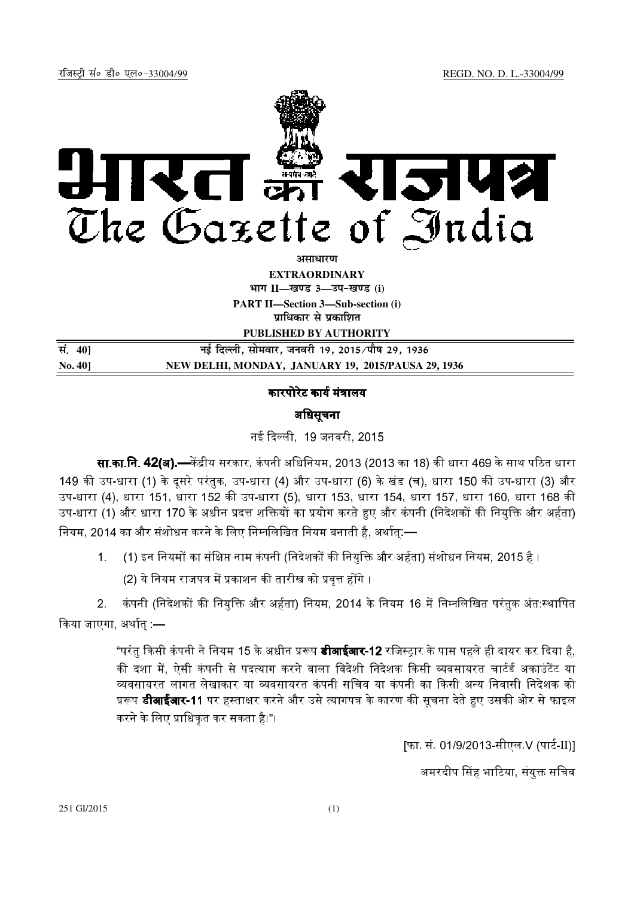रजिस्ट्री सं० डी० एल०-33004/99 REGD. NO. D. L.-33004/99

# भारत का राजपत्र
# The Gazette of India

**असाधारण**

**EXTRAORDINARY**

**भाग II—खण्ड 3—उप-खण्ड (i)**

**PART II—Section 3—Sub-section (i)**

**प्राधिकार से प्रकाशित**

**PUBLISHED BY AUTHORITY**

| | |
|---|---|
| **सं. 40]** | **नई दिल्ली, सोमवार, जनवरी 19, 2015/पौष 29, 1936** |
| **No. 40]** | **NEW DELHI, MONDAY, JANUARY 19, 2015/PAUSA 29, 1936** |

## कारपोरेट कार्य मंत्रालय

## अधिसूचना

नई दिल्ली, 19 जनवरी, 2015

**सा.का.नि. 42(अ).—**केंद्रीय सरकार, कंपनी अधिनियम, 2013 (2013 का 18) की धारा 469 के साथ पठित धारा 149 की उप-धारा (1) के दूसरे परंतुक, उप-धारा (4) और उप-धारा (6) के खंड (च), धारा 150 की उप-धारा (3) और उप-धारा (4), धारा 151, धारा 152 की उप-धारा (5), धारा 153, धारा 154, धारा 157, धारा 160, धारा 168 की उप-धारा (1) और धारा 170 के अधीन प्रदत्त शक्तियों का प्रयोग करते हुए और कंपनी (निदेशकों की नियुक्ति और अर्हता) नियम, 2014 का और संशोधन करने के लिए निम्नलिखित नियम बनाती है, अर्थात्:—

1. (1) इन नियमों का संक्षिप्त नाम कंपनी (निदेशकों की नियुक्ति और अर्हता) संशोधन नियम, 2015 है।

   (2) ये नियम राजपत्र में प्रकाशन की तारीख को प्रवृत्त होंगे।

2. कंपनी (निदेशकों की नियुक्ति और अर्हता) नियम, 2014 के नियम 16 में निम्नलिखित परंतुक अंतःस्थापित किया जाएगा, अर्थात् :—

> "परंतु किसी कंपनी ने नियम 15 के अधीन प्ररूप **डीआईआर-12** रजिस्ट्रार के पास पहले ही दायर कर दिया है, की दशा में, ऐसी कंपनी से पदत्याग करने वाला विदेशी निदेशक किसी व्यवसायरत चार्टर्ड अकाउंटेंट या व्यवसायरत लागत लेखाकार या व्यवसायरत कंपनी सचिव या कंपनी का किसी अन्य निवासी निदेशक को प्ररूप **डीआईआर-11** पर हस्ताक्षर करने और उसे त्यागपत्र के कारण की सूचना देते हुए उसकी ओर से फाइल करने के लिए प्राधिकृत कर सकता है।"।

[फा. सं. 01/9/2013-सीएल.V (पार्ट-II)]

अमरदीप सिंह भाटिया, संयुक्त सचिव

251 GI/2015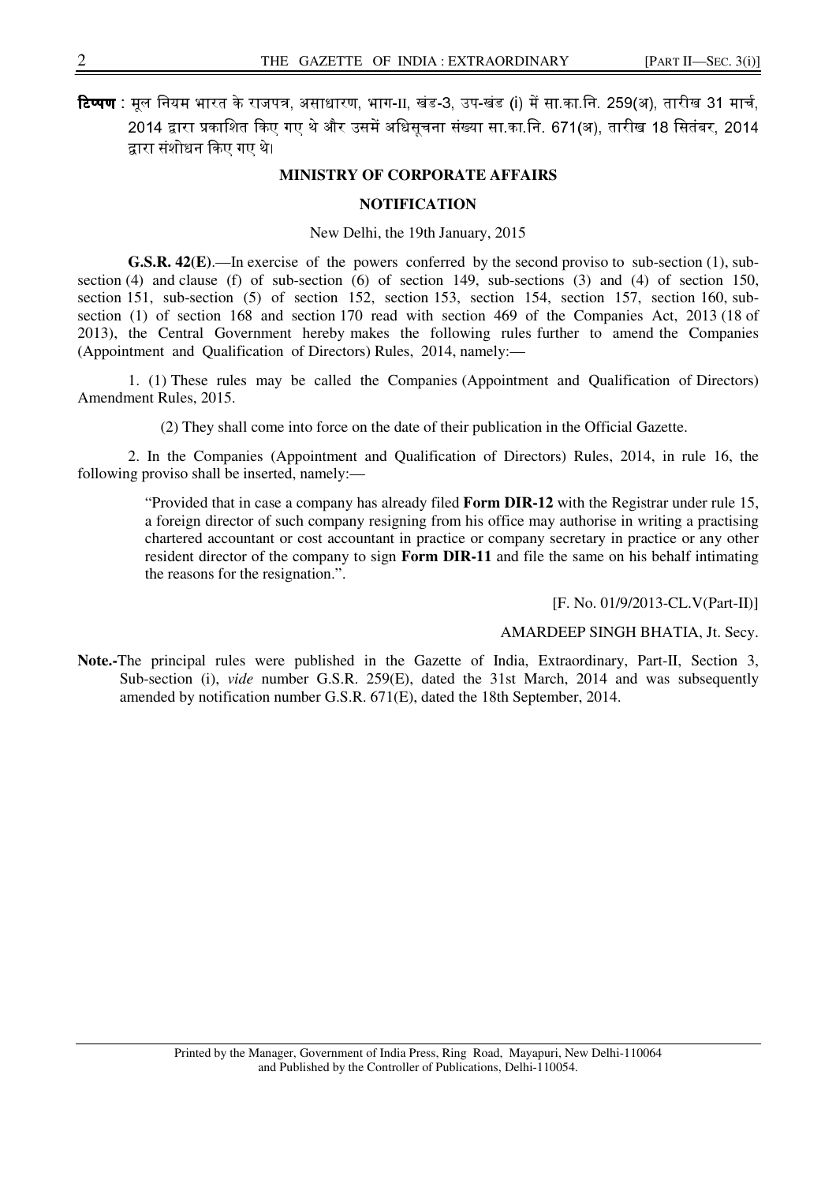**टिप्पण** : मूल नियम भारत के राजपत्र, असाधारण, भाग-II, खंड-3, उप-खंड (i) में सा.का.नि. 259(अ), तारीख 31 मार्च, 2014 द्वारा प्रकाशित किए गए थे और उसमें अधिसूचना संख्या सा.का.नि. 671(अ), तारीख 18 सितंबर, 2014 द्वारा संशोधन किए गए थे।

## MINISTRY OF CORPORATE AFFAIRS

### NOTIFICATION

New Delhi, the 19th January, 2015

**G.S.R. 42(E)**.—In exercise of the powers conferred by the second proviso to sub-section (1), sub-section (4) and clause (f) of sub-section (6) of section 149, sub-sections (3) and (4) of section 150, section 151, sub-section (5) of section 152, section 153, section 154, section 157, section 160, sub-section (1) of section 168 and section 170 read with section 469 of the Companies Act, 2013 (18 of 2013), the Central Government hereby makes the following rules further to amend the Companies (Appointment and Qualification of Directors) Rules, 2014, namely:—

1. (1) These rules may be called the Companies (Appointment and Qualification of Directors) Amendment Rules, 2015.

(2) They shall come into force on the date of their publication in the Official Gazette.

2. In the Companies (Appointment and Qualification of Directors) Rules, 2014, in rule 16, the following proviso shall be inserted, namely:—

> "Provided that in case a company has already filed **Form DIR-12** with the Registrar under rule 15, a foreign director of such company resigning from his office may authorise in writing a practising chartered accountant or cost accountant in practice or company secretary in practice or any other resident director of the company to sign **Form DIR-11** and file the same on his behalf intimating the reasons for the resignation.".

[F. No. 01/9/2013-CL.V(Part-II)]

AMARDEEP SINGH BHATIA, Jt. Secy.

**Note.-**The principal rules were published in the Gazette of India, Extraordinary, Part-II, Section 3, Sub-section (i), *vide* number G.S.R. 259(E), dated the 31st March, 2014 and was subsequently amended by notification number G.S.R. 671(E), dated the 18th September, 2014.

Printed by the Manager, Government of India Press, Ring Road, Mayapuri, New Delhi-110064 and Published by the Controller of Publications, Delhi-110054.